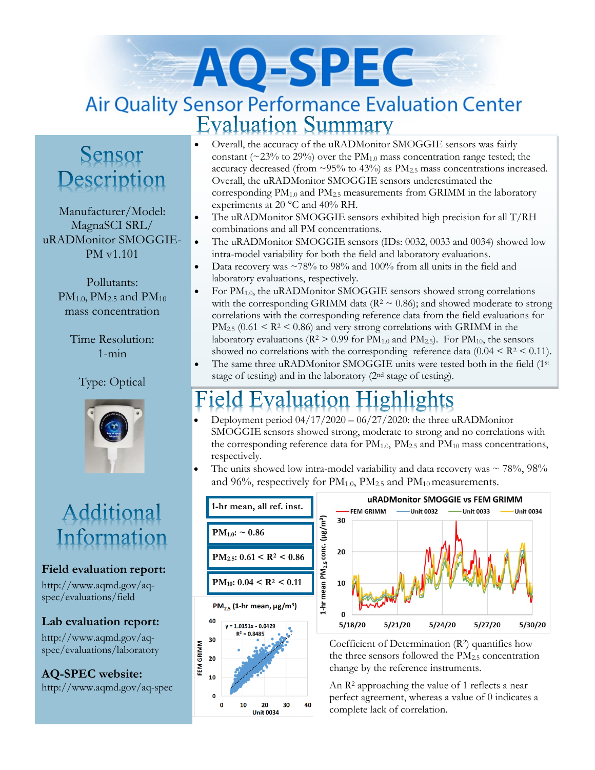# AQ-SPEC

## Air Quality Sensor Performance Evaluation Center

## Evaluation Summary

- Overall, the accuracy of the uRADMonitor SMOGGIE sensors was fairly constant (~23% to 29%) over the $PM_{1.0}$ mass concentration range tested; the accuracy decreased (from ~95% to 43%) as $PM_{2.5}$ mass concentrations increased. Overall, the uRADMonitor SMOGGIE sensors underestimated the corresponding $PM_{1.0}$ and $PM_{2.5}$ measurements from GRIMM in the laboratory experiments at 20 °C and 40% RH.
- The uRADMonitor SMOGGIE sensors exhibited high precision for all T/RH combinations and all PM concentrations.
- The uRADMonitor SMOGGIE sensors (IDs: 0032, 0033 and 0034) showed low intra-model variability for both the field and laboratory evaluations.
- Data recovery was ~78% to 98% and 100% from all units in the field and laboratory evaluations, respectively.
- For $PM_{1.0}$, the uRADMonitor SMOGGIE sensors showed strong correlations with the corresponding GRIMM data ($R^2$ ~ 0.86); and showed moderate to strong correlations with the corresponding reference data from the field evaluations for $PM_{2.5}$ ($0.61 < R^2 < 0.86$) and very strong correlations with GRIMM in the laboratory evaluations ($R^2 > 0.99$ for $PM_{1.0}$ and $PM_{2.5}$). For $PM_{10}$, the sensors showed no correlations with the corresponding reference data ($0.04 < R^2 < 0.11$).
- The same three uRADMonitor SMOGGIE units were tested both in the field (1st stage of testing) and in the laboratory (2nd stage of testing).

## Sensor Description

Manufacturer/Model: MagnaSCI SRL/ uRADMonitor SMOGGIE-PM v1.101

Pollutants: $PM_{1.0}$, $PM_{2.5}$ and $PM_{10}$ mass concentration

Time Resolution: 1-min

Type: Optical

## Field Evaluation Highlights

- Deployment period 04/17/2020 – 06/27/2020: the three uRADMonitor SMOGGIE sensors showed strong, moderate to strong and no correlations with the corresponding reference data for $PM_{1.0}$, $PM_{2.5}$ and $PM_{10}$ mass concentrations, respectively.
- The units showed low intra-model variability and data recovery was ~ 78%, 98% and 96%, respectively for $PM_{1.0}$, $PM_{2.5}$ and $PM_{10}$ measurements.

| 1-hr mean, all ref. inst. |
|---|
| **$PM_{1.0}$: ~ 0.86** |
| **$PM_{2.5}$: $0.61 < R^2 < 0.86$** |
| **$PM_{10}$: $0.04 < R^2 < 0.11$** |

$PM_{2.5}$ (1-hr mean, µg/m³): scatter plot of FEM GRIMM vs Unit 0034, y = 1.0151x - 0.0429, $R^2$ = 0.8485

uRADMonitor SMOGGIE vs FEM GRIMM: time series of 1-hr mean $PM_{2.5}$ conc. (µg/m³) from 5/18/20 to 5/30/20 for FEM GRIMM, Unit 0032, Unit 0033 and Unit 0034

Coefficient of Determination ($R^2$) quantifies how the three sensors followed the $PM_{2.5}$ concentration change by the reference instruments.

An $R^2$ approaching the value of 1 reflects a near perfect agreement, whereas a value of 0 indicates a complete lack of correlation.

## Additional Information

**Field evaluation report:**
http://www.aqmd.gov/aq-spec/evaluations/field

**Lab evaluation report:**
http://www.aqmd.gov/aq-spec/evaluations/laboratory

**AQ-SPEC website:**
http://www.aqmd.gov/aq-spec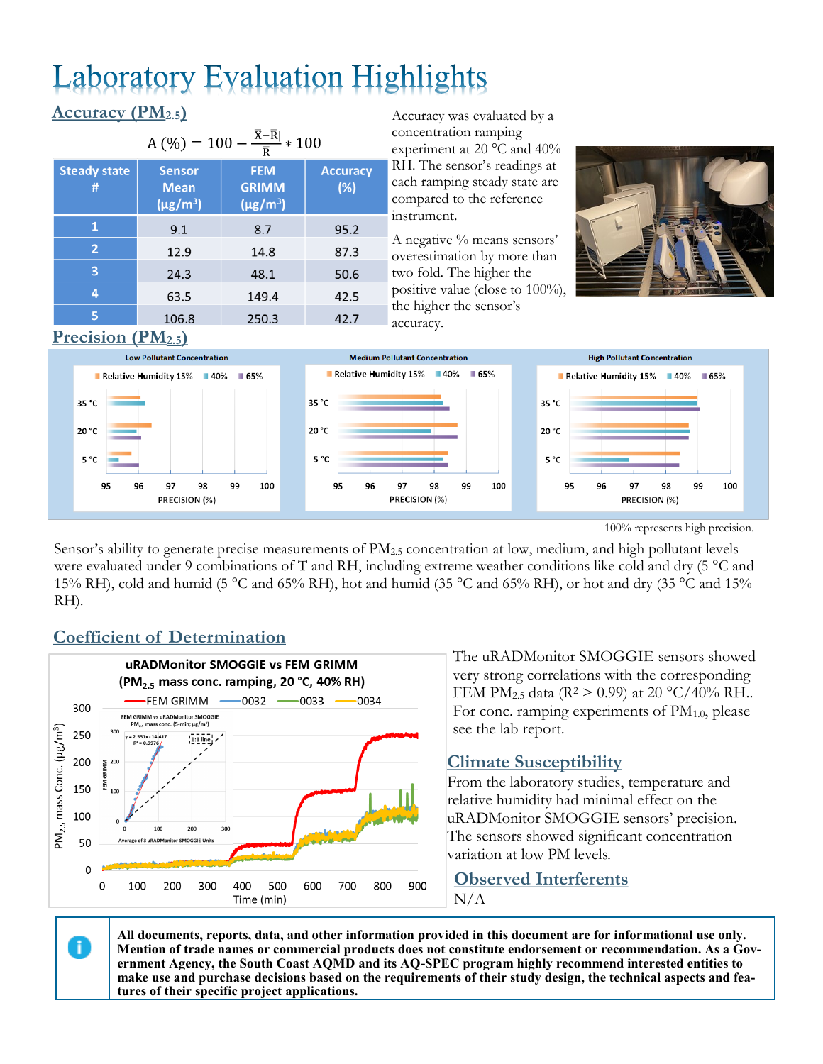# Laboratory Evaluation Highlights

## Accuracy ($PM_{2.5}$)

$$A(\%) = 100 - \frac{|\overline{X} - \overline{R}|}{\overline{R}} * 100$$

| Steady state # | Sensor Mean (µg/m³) | FEM GRIMM (µg/m³) | Accuracy (%) |
|---|---|---|---|
| 1 | 9.1 | 8.7 | 95.2 |
| 2 | 12.9 | 14.8 | 87.3 |
| 3 | 24.3 | 48.1 | 50.6 |
| 4 | 63.5 | 149.4 | 42.5 |
| 5 | 106.8 | 250.3 | 42.7 |

Accuracy was evaluated by a concentration ramping experiment at 20 °C and 40% RH. The sensor's readings at each ramping steady state are compared to the reference instrument.

A negative % means sensors' overestimation by more than two fold. The higher the positive value (close to 100%), the higher the sensor's accuracy.

## Precision ($PM_{2.5}$)

Low Pollutant Concentration
Relative Humidity 15% 40% 65%
35 °C
20 °C
5 °C
95 96 97 98 99 100
PRECISION (%)

Medium Pollutant Concentration
Relative Humidity 15% 40% 65%
35 °C
20 °C
5 °C
95 96 97 98 99 100
PRECISION (%)

High Pollutant Concentration
Relative Humidity 15% 40% 65%
35 °C
20 °C
5 °C
95 96 97 98 99 100
PRECISION (%)

100% represents high precision.

Sensor's ability to generate precise measurements of $PM_{2.5}$ concentration at low, medium, and high pollutant levels were evaluated under 9 combinations of T and RH, including extreme weather conditions like cold and dry (5 °C and 15% RH), cold and humid (5 °C and 65% RH), hot and humid (35 °C and 65% RH), or hot and dry (35 °C and 15% RH).

## Coefficient of Determination

uRADMonitor SMOGGIE vs FEM GRIMM
($PM_{2.5}$ mass conc. ramping, 20 °C, 40% RH)
FEM GRIMM 0032 0033 0034
$PM_{2.5}$ mass Conc. (µg/m³)
0 50 100 150 200 250 300
0 100 200 300 400 500 600 700 800 900
Time (min)

FEM GRIMM vs uRADMonitor SMOGGIE
$PM_{2.5}$ mass conc. (5-min; µg/m³)
y = 2.551x - 14.417
R² = 0.9976
1:1 line
FEM GRIMM
Average of 3 uRADMonitor SMOGGIE Units
0 100 200 300

The uRADMonitor SMOGGIE sensors showed very strong correlations with the corresponding FEM $PM_{2.5}$ data ($R^2 > 0.99$) at 20 °C/40% RH.. For conc. ramping experiments of $PM_{1.0}$, please see the lab report.

## Climate Susceptibility

From the laboratory studies, temperature and relative humidity had minimal effect on the uRADMonitor SMOGGIE sensors' precision. The sensors showed significant concentration variation at low PM levels.

## Observed Interferents

N/A

**All documents, reports, data, and other information provided in this document are for informational use only. Mention of trade names or commercial products does not constitute endorsement or recommendation. As a Government Agency, the South Coast AQMD and its AQ-SPEC program highly recommend interested entities to make use and purchase decisions based on the requirements of their study design, the technical aspects and features of their specific project applications.**